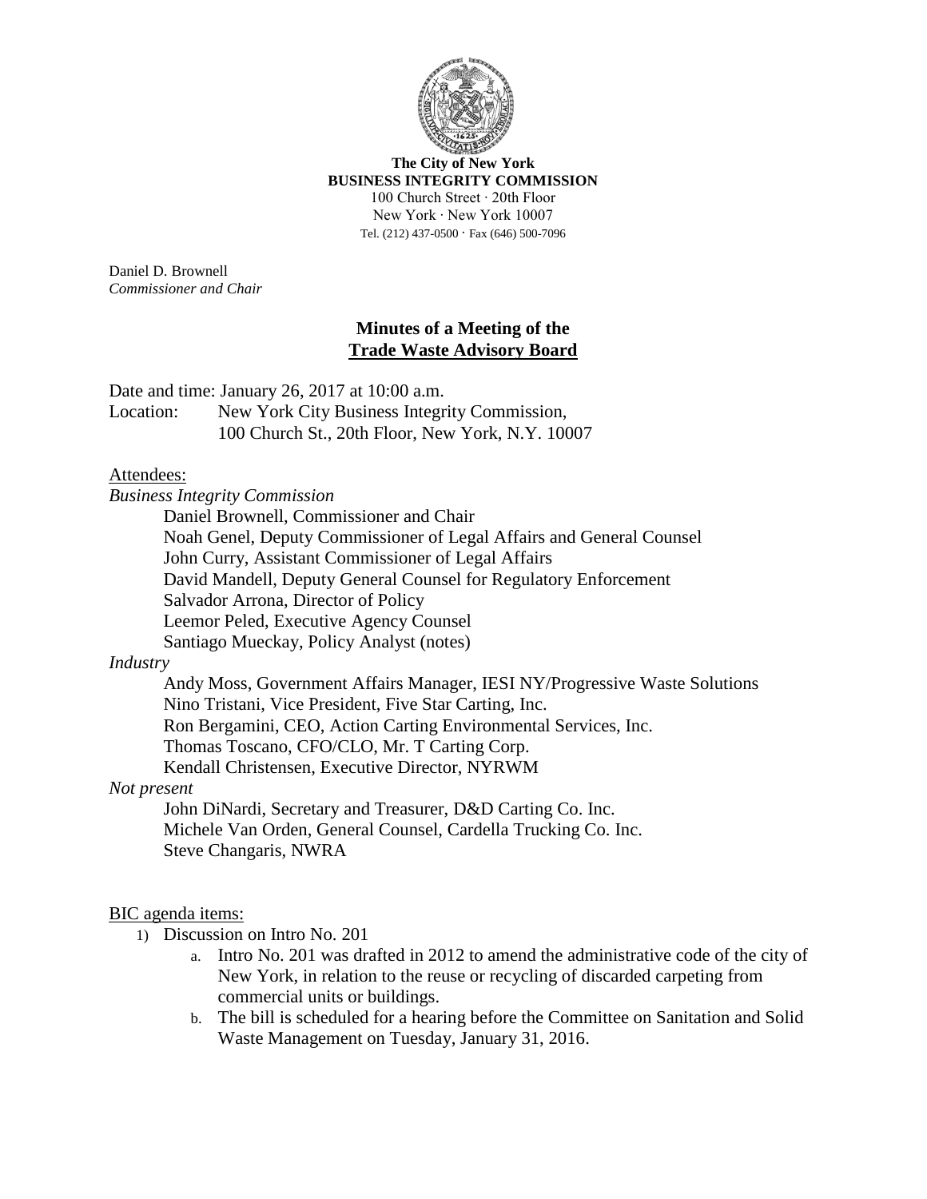**The City of New York**
**BUSINESS INTEGRITY COMMISSION**
100 Church Street · 20th Floor
New York · New York 10007
Tel. (212) 437-0500 · Fax (646) 500-7096

Daniel D. Brownell
*Commissioner and Chair*

## Minutes of a Meeting of the Trade Waste Advisory Board

Date and time: January 26, 2017 at 10:00 a.m.
Location: New York City Business Integrity Commission, 100 Church St., 20th Floor, New York, N.Y. 10007

Attendees:

*Business Integrity Commission*

- Daniel Brownell, Commissioner and Chair
- Noah Genel, Deputy Commissioner of Legal Affairs and General Counsel
- John Curry, Assistant Commissioner of Legal Affairs
- David Mandell, Deputy General Counsel for Regulatory Enforcement
- Salvador Arrona, Director of Policy
- Leemor Peled, Executive Agency Counsel
- Santiago Mueckay, Policy Analyst (notes)

*Industry*

- Andy Moss, Government Affairs Manager, IESI NY/Progressive Waste Solutions
- Nino Tristani, Vice President, Five Star Carting, Inc.
- Ron Bergamini, CEO, Action Carting Environmental Services, Inc.
- Thomas Toscano, CFO/CLO, Mr. T Carting Corp.
- Kendall Christensen, Executive Director, NYRWM

*Not present*

- John DiNardi, Secretary and Treasurer, D&D Carting Co. Inc.
- Michele Van Orden, General Counsel, Cardella Trucking Co. Inc.
- Steve Changaris, NWRA

BIC agenda items:

1) Discussion on Intro No. 201
    a. Intro No. 201 was drafted in 2012 to amend the administrative code of the city of New York, in relation to the reuse or recycling of discarded carpeting from commercial units or buildings.
    b. The bill is scheduled for a hearing before the Committee on Sanitation and Solid Waste Management on Tuesday, January 31, 2016.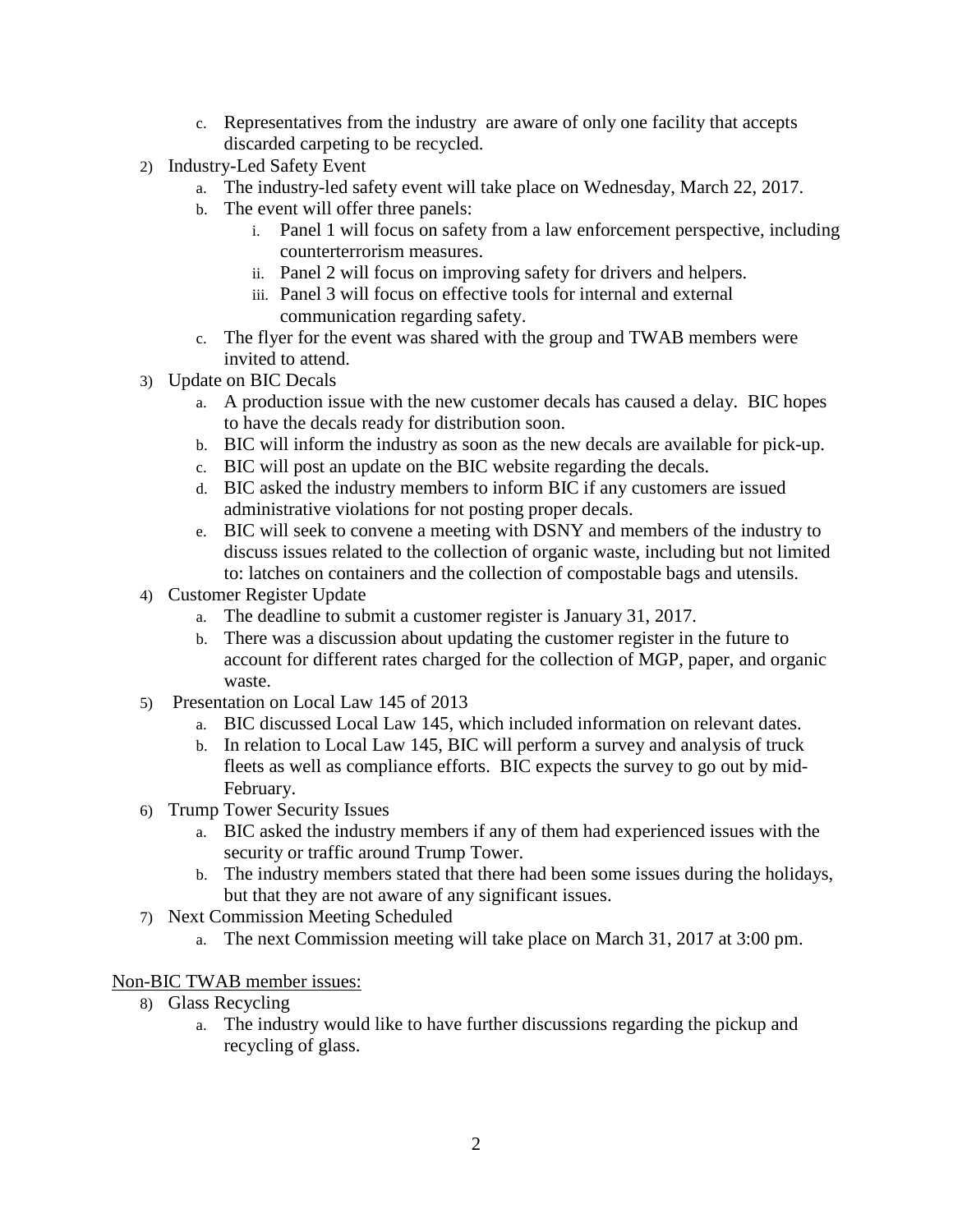c. Representatives from the industry are aware of only one facility that accepts discarded carpeting to be recycled.

2) Industry-Led Safety Event
   a. The industry-led safety event will take place on Wednesday, March 22, 2017.
   b. The event will offer three panels:
      i. Panel 1 will focus on safety from a law enforcement perspective, including counterterrorism measures.
      ii. Panel 2 will focus on improving safety for drivers and helpers.
      iii. Panel 3 will focus on effective tools for internal and external communication regarding safety.
   c. The flyer for the event was shared with the group and TWAB members were invited to attend.
3) Update on BIC Decals
   a. A production issue with the new customer decals has caused a delay. BIC hopes to have the decals ready for distribution soon.
   b. BIC will inform the industry as soon as the new decals are available for pick-up.
   c. BIC will post an update on the BIC website regarding the decals.
   d. BIC asked the industry members to inform BIC if any customers are issued administrative violations for not posting proper decals.
   e. BIC will seek to convene a meeting with DSNY and members of the industry to discuss issues related to the collection of organic waste, including but not limited to: latches on containers and the collection of compostable bags and utensils.
4) Customer Register Update
   a. The deadline to submit a customer register is January 31, 2017.
   b. There was a discussion about updating the customer register in the future to account for different rates charged for the collection of MGP, paper, and organic waste.
5) Presentation on Local Law 145 of 2013
   a. BIC discussed Local Law 145, which included information on relevant dates.
   b. In relation to Local Law 145, BIC will perform a survey and analysis of truck fleets as well as compliance efforts. BIC expects the survey to go out by mid-February.
6) Trump Tower Security Issues
   a. BIC asked the industry members if any of them had experienced issues with the security or traffic around Trump Tower.
   b. The industry members stated that there had been some issues during the holidays, but that they are not aware of any significant issues.
7) Next Commission Meeting Scheduled
   a. The next Commission meeting will take place on March 31, 2017 at 3:00 pm.

<u>Non-BIC TWAB member issues:</u>

8) Glass Recycling
   a. The industry would like to have further discussions regarding the pickup and recycling of glass.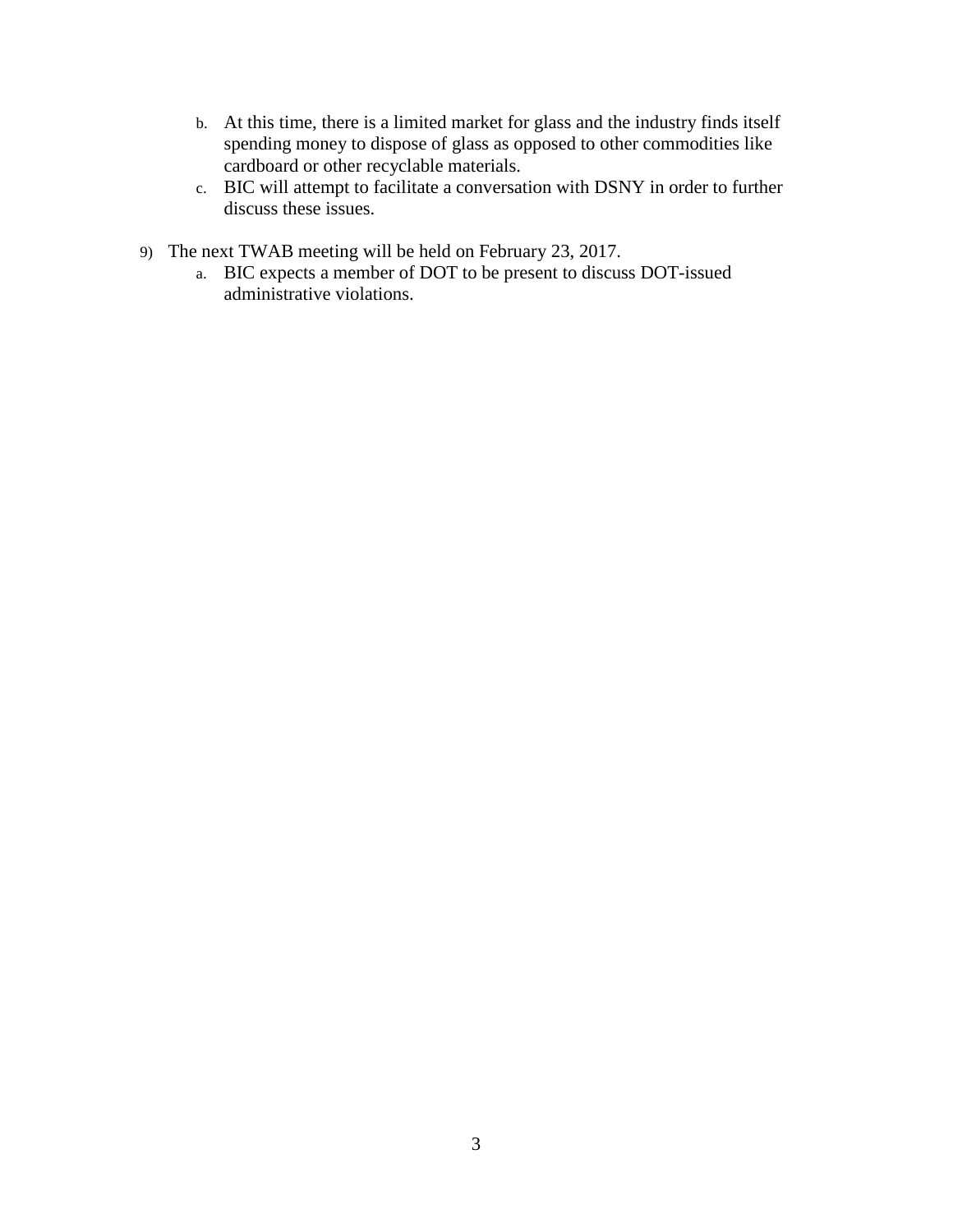b. At this time, there is a limited market for glass and the industry finds itself spending money to dispose of glass as opposed to other commodities like cardboard or other recyclable materials.
   c. BIC will attempt to facilitate a conversation with DSNY in order to further discuss these issues.

9) The next TWAB meeting will be held on February 23, 2017.
   a. BIC expects a member of DOT to be present to discuss DOT-issued administrative violations.